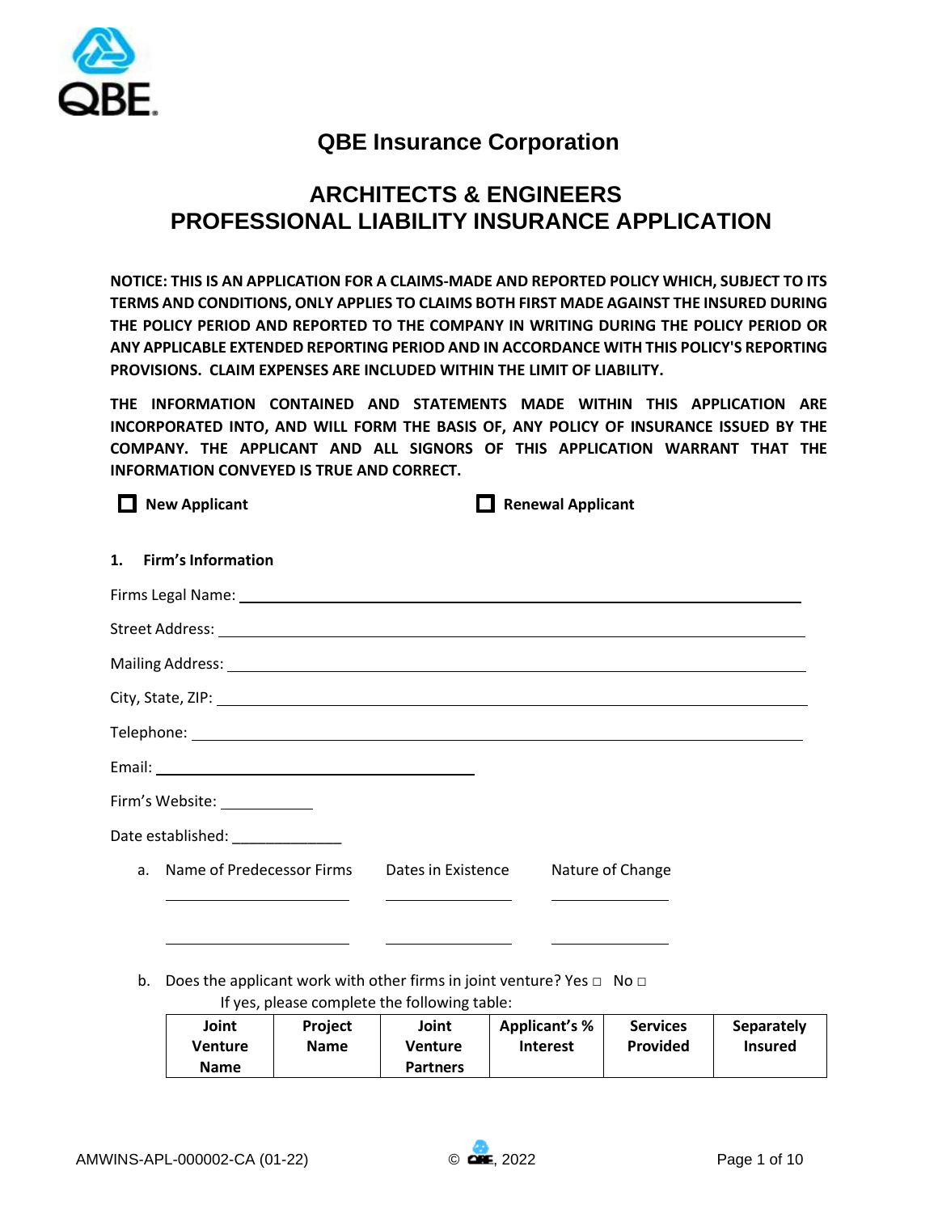# QBE Insurance Corporation

## ARCHITECTS & ENGINEERS PROFESSIONAL LIABILITY INSURANCE APPLICATION

**NOTICE: THIS IS AN APPLICATION FOR A CLAIMS-MADE AND REPORTED POLICY WHICH, SUBJECT TO ITS TERMS AND CONDITIONS, ONLY APPLIES TO CLAIMS BOTH FIRST MADE AGAINST THE INSURED DURING THE POLICY PERIOD AND REPORTED TO THE COMPANY IN WRITING DURING THE POLICY PERIOD OR ANY APPLICABLE EXTENDED REPORTING PERIOD AND IN ACCORDANCE WITH THIS POLICY'S REPORTING PROVISIONS. CLAIM EXPENSES ARE INCLUDED WITHIN THE LIMIT OF LIABILITY.**

**THE INFORMATION CONTAINED AND STATEMENTS MADE WITHIN THIS APPLICATION ARE INCORPORATED INTO, AND WILL FORM THE BASIS OF, ANY POLICY OF INSURANCE ISSUED BY THE COMPANY. THE APPLICANT AND ALL SIGNORS OF THIS APPLICATION WARRANT THAT THE INFORMATION CONVEYED IS TRUE AND CORRECT.**

☐ **New Applicant** ☐ **Renewal Applicant**

**1. Firm's Information**

Firms Legal Name: ______________________________

Street Address: ______________________________

Mailing Address: ______________________________

City, State, ZIP: ______________________________

Telephone: ______________________________

Email: ______________________________

Firm's Website: ___________

Date established: _____________

a. Name of Predecessor Firms | Dates in Existence | Nature of Change

| Name of Predecessor Firms | Dates in Existence | Nature of Change |
|---|---|---|
| | | |
| | | |

b. Does the applicant work with other firms in joint venture? Yes ☐ No ☐

If yes, please complete the following table:

| Joint Venture Name | Project Name | Joint Venture Partners | Applicant's % Interest | Services Provided | Separately Insured |
|---|---|---|---|---|---|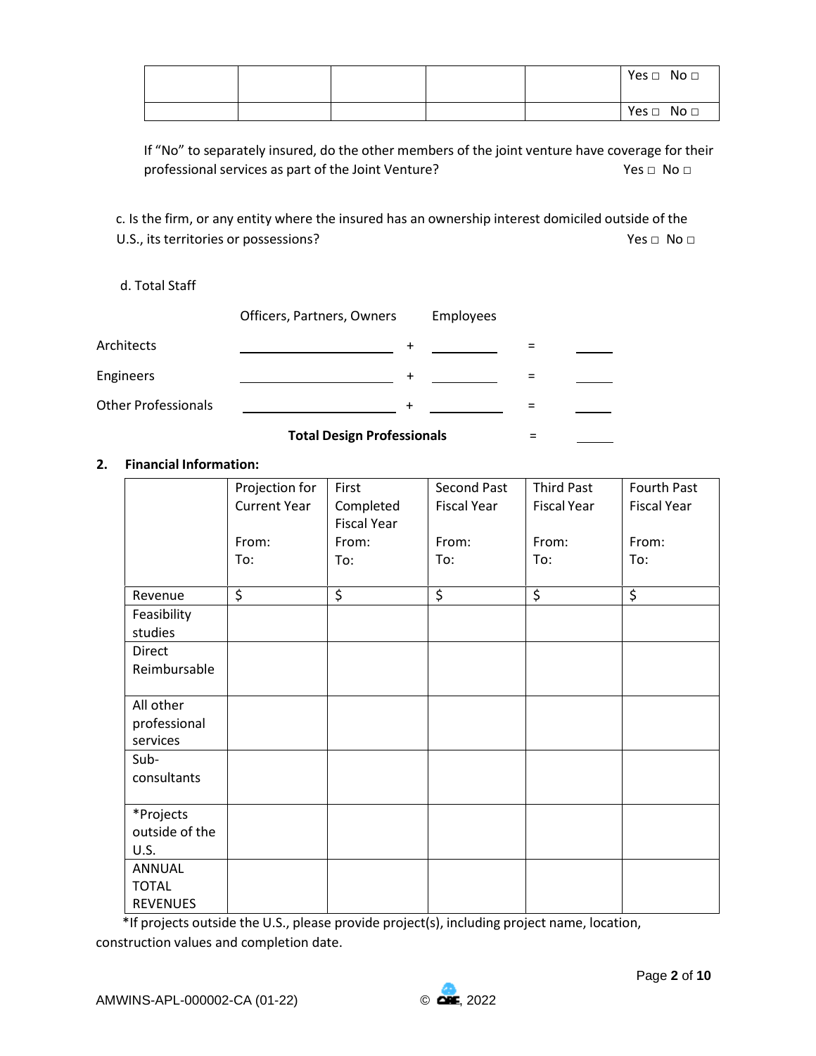| | | | | | |
|---|---|---|---|---|---|
| | | | | | Yes □ No □ |
| | | | | | Yes □ No □ |

If "No" to separately insured, do the other members of the joint venture have coverage for their professional services as part of the Joint Venture? Yes □ No □

c. Is the firm, or any entity where the insured has an ownership interest domiciled outside of the U.S., its territories or possessions? Yes □ No □

d. Total Staff

| | Officers, Partners, Owners | | Employees | | |
|---|---|---|---|---|---|
| Architects | ________ | + | ________ | = | ____ |
| Engineers | ________ | + | ________ | = | ____ |
| Other Professionals | ________ | + | ________ | = | ____ |
| | **Total Design Professionals** | | | = | ____ |

**2. Financial Information:**

| | Projection for Current Year<br>From:<br>To: | First Completed Fiscal Year<br>From:<br>To: | Second Past Fiscal Year<br>From:<br>To: | Third Past Fiscal Year<br>From:<br>To: | Fourth Past Fiscal Year<br>From:<br>To: |
|---|---|---|---|---|---|
| Revenue | $ | $ | $ | $ | $ |
| Feasibility studies | | | | | |
| Direct Reimbursable | | | | | |
| All other professional services | | | | | |
| Sub-consultants | | | | | |
| *Projects outside of the U.S. | | | | | |
| ANNUAL TOTAL REVENUES | | | | | |

*If projects outside the U.S., please provide project(s), including project name, location, construction values and completion date.

AMWINS-APL-000002-CA (01-22) © CRE, 2022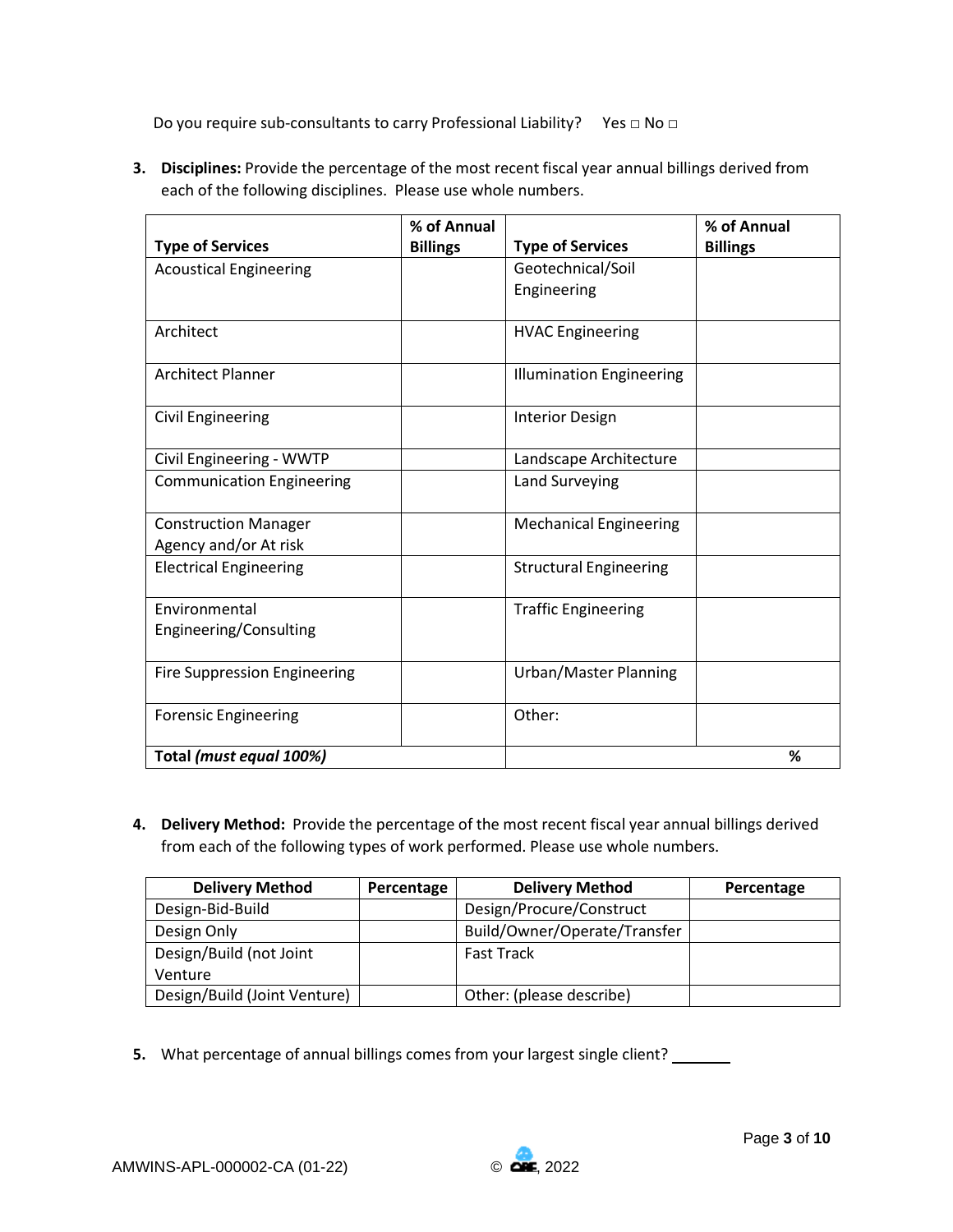Do you require sub-consultants to carry Professional Liability? Yes □ No □

3. **Disciplines:** Provide the percentage of the most recent fiscal year annual billings derived from each of the following disciplines. Please use whole numbers.

| Type of Services | % of Annual Billings | Type of Services | % of Annual Billings |
|---|---|---|---|
| Acoustical Engineering | | Geotechnical/Soil Engineering | |
| Architect | | HVAC Engineering | |
| Architect Planner | | Illumination Engineering | |
| Civil Engineering | | Interior Design | |
| Civil Engineering - WWTP | | Landscape Architecture | |
| Communication Engineering | | Land Surveying | |
| Construction Manager Agency and/or At risk | | Mechanical Engineering | |
| Electrical Engineering | | Structural Engineering | |
| Environmental Engineering/Consulting | | Traffic Engineering | |
| Fire Suppression Engineering | | Urban/Master Planning | |
| Forensic Engineering | | Other: | |
| **Total *(must equal 100%)*** | | | **%** |

4. **Delivery Method:** Provide the percentage of the most recent fiscal year annual billings derived from each of the following types of work performed. Please use whole numbers.

| Delivery Method | Percentage | Delivery Method | Percentage |
|---|---|---|---|
| Design-Bid-Build | | Design/Procure/Construct | |
| Design Only | | Build/Owner/Operate/Transfer | |
| Design/Build (not Joint Venture | | Fast Track | |
| Design/Build (Joint Venture) | | Other: (please describe) | |

5. What percentage of annual billings comes from your largest single client? _______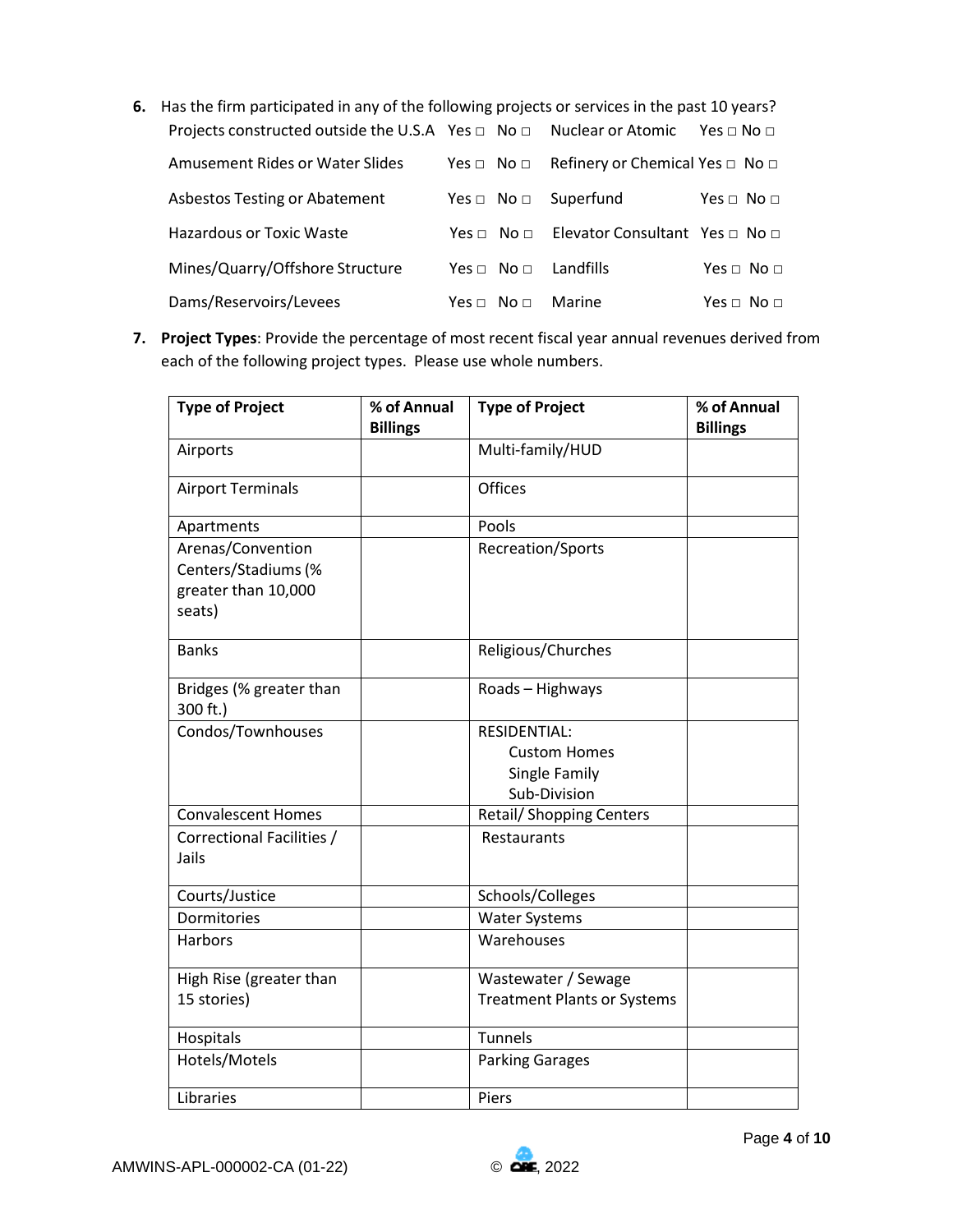6. Has the firm participated in any of the following projects or services in the past 10 years?

| | | | |
|---|---|---|---|
| Projects constructed outside the U.S.A | Yes □ No □ | Nuclear or Atomic | Yes □ No □ |
| Amusement Rides or Water Slides | Yes □ No □ | Refinery or Chemical | Yes □ No □ |
| Asbestos Testing or Abatement | Yes □ No □ | Superfund | Yes □ No □ |
| Hazardous or Toxic Waste | Yes □ No □ | Elevator Consultant | Yes □ No □ |
| Mines/Quarry/Offshore Structure | Yes □ No □ | Landfills | Yes □ No □ |
| Dams/Reservoirs/Levees | Yes □ No □ | Marine | Yes □ No □ |

7. **Project Types**: Provide the percentage of most recent fiscal year annual revenues derived from each of the following project types. Please use whole numbers.

| Type of Project | % of Annual Billings | Type of Project | % of Annual Billings |
|---|---|---|---|
| Airports | | Multi-family/HUD | |
| Airport Terminals | | Offices | |
| Apartments | | Pools | |
| Arenas/Convention Centers/Stadiums (% greater than 10,000 seats) | | Recreation/Sports | |
| Banks | | Religious/Churches | |
| Bridges (% greater than 300 ft.) | | Roads – Highways | |
| Condos/Townhouses | | RESIDENTIAL: Custom Homes, Single Family, Sub-Division | |
| Convalescent Homes | | Retail/ Shopping Centers | |
| Correctional Facilities / Jails | | Restaurants | |
| Courts/Justice | | Schools/Colleges | |
| Dormitories | | Water Systems | |
| Harbors | | Warehouses | |
| High Rise (greater than 15 stories) | | Wastewater / Sewage Treatment Plants or Systems | |
| Hospitals | | Tunnels | |
| Hotels/Motels | | Parking Garages | |
| Libraries | | Piers | |

AMWINS-APL-000002-CA (01-22) © , 2022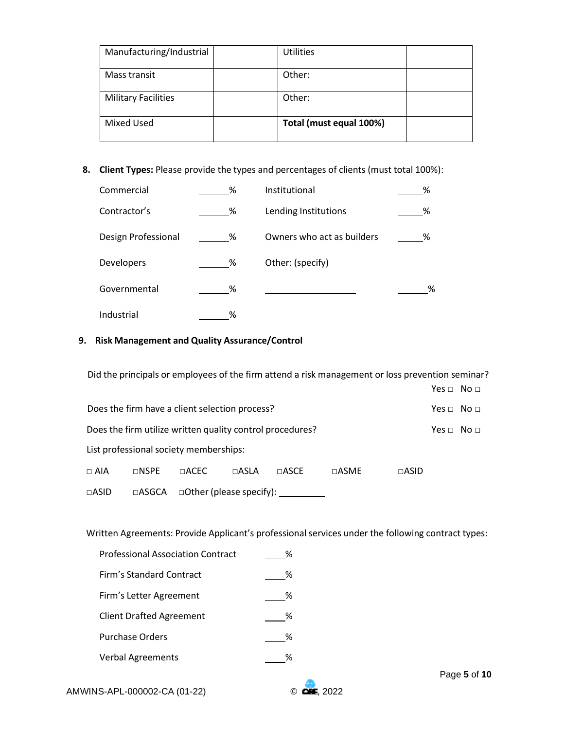| Manufacturing/Industrial | | Utilities | |
|---|---|---|---|
| Mass transit | | Other: | |
| Military Facilities | | Other: | |
| Mixed Used | | **Total (must equal 100%)** | |

**8. Client Types:** Please provide the types and percentages of clients (must total 100%):

| | | | |
|---|---|---|---|
| Commercial | ______% | Institutional | _____% |
| Contractor's | ______% | Lending Institutions | _____% |
| Design Professional | ______% | Owners who act as builders | _____% |
| Developers | ______% | Other: (specify) | |
| Governmental | ______% | ____________________ | ______% |
| Industrial | ______% | | |

**9. Risk Management and Quality Assurance/Control**

Did the principals or employees of the firm attend a risk management or loss prevention seminar? Yes □ No □

Does the firm have a client selection process? Yes □ No □

Does the firm utilize written quality control procedures? Yes □ No □

List professional society memberships:

□ AIA □NSPE □ACEC □ASLA □ASCE □ASME □ASID

□ASID □ASGCA □Other (please specify): __________

Written Agreements: Provide Applicant's professional services under the following contract types:

| | |
|---|---|
| Professional Association Contract | ____% |
| Firm's Standard Contract | ____% |
| Firm's Letter Agreement | ____% |
| Client Drafted Agreement | ____% |
| Purchase Orders | ____% |
| Verbal Agreements | ____% |

AMWINS-APL-000002-CA (01-22) © CRC, 2022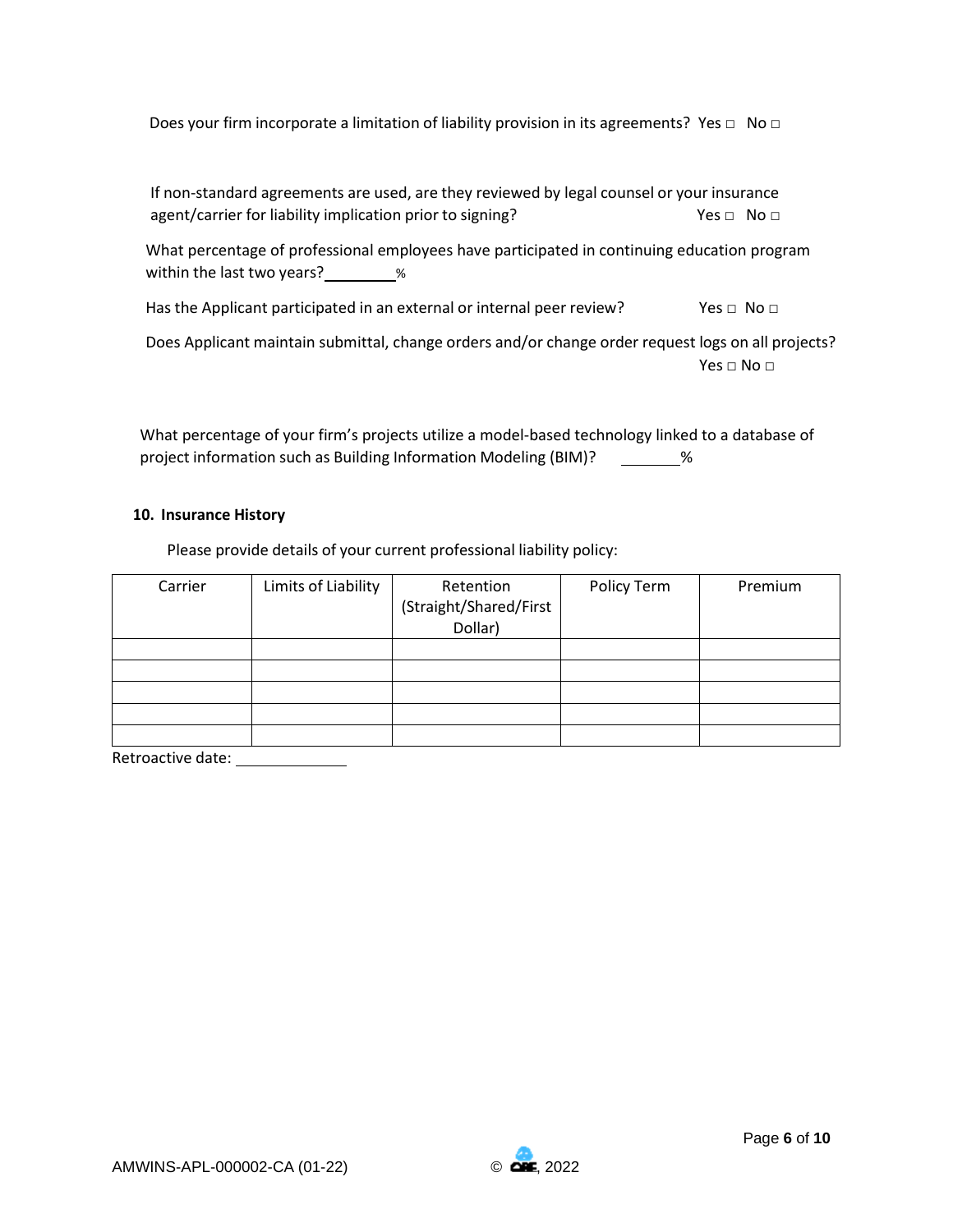Does your firm incorporate a limitation of liability provision in its agreements? Yes □ No □

If non-standard agreements are used, are they reviewed by legal counsel or your insurance agent/carrier for liability implication prior to signing? Yes □ No □

What percentage of professional employees have participated in continuing education program within the last two years?________%

Has the Applicant participated in an external or internal peer review? Yes □ No □

Does Applicant maintain submittal, change orders and/or change order request logs on all projects? Yes □ No □

What percentage of your firm's projects utilize a model-based technology linked to a database of project information such as Building Information Modeling (BIM)? ________%

**10. Insurance History**

Please provide details of your current professional liability policy:

| Carrier | Limits of Liability | Retention (Straight/Shared/First Dollar) | Policy Term | Premium |
|---|---|---|---|---|
| | | | | |
| | | | | |
| | | | | |
| | | | | |
| | | | | |

Retroactive date: ____________

AMWINS-APL-000002-CA (01-22)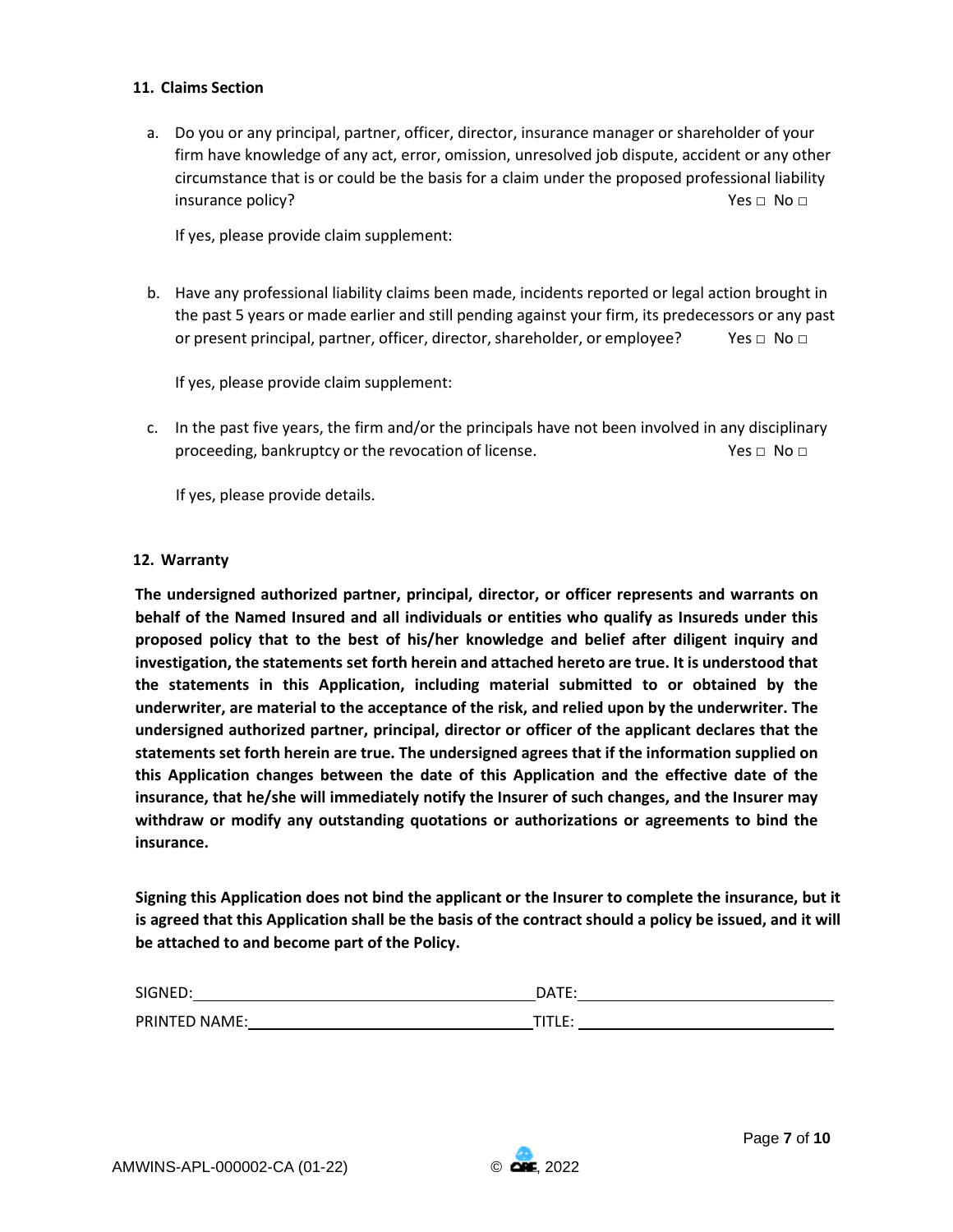### 11. Claims Section

a. Do you or any principal, partner, officer, director, insurance manager or shareholder of your firm have knowledge of any act, error, omission, unresolved job dispute, accident or any other circumstance that is or could be the basis for a claim under the proposed professional liability insurance policy? Yes □ No □

   If yes, please provide claim supplement:

b. Have any professional liability claims been made, incidents reported or legal action brought in the past 5 years or made earlier and still pending against your firm, its predecessors or any past or present principal, partner, officer, director, shareholder, or employee? Yes □ No □

   If yes, please provide claim supplement:

c. In the past five years, the firm and/or the principals have not been involved in any disciplinary proceeding, bankruptcy or the revocation of license. Yes □ No □

   If yes, please provide details.

### 12. Warranty

**The undersigned authorized partner, principal, director, or officer represents and warrants on behalf of the Named Insured and all individuals or entities who qualify as Insureds under this proposed policy that to the best of his/her knowledge and belief after diligent inquiry and investigation, the statements set forth herein and attached hereto are true. It is understood that the statements in this Application, including material submitted to or obtained by the underwriter, are material to the acceptance of the risk, and relied upon by the underwriter. The undersigned authorized partner, principal, director or officer of the applicant declares that the statements set forth herein are true. The undersigned agrees that if the information supplied on this Application changes between the date of this Application and the effective date of the insurance, that he/she will immediately notify the Insurer of such changes, and the Insurer may withdraw or modify any outstanding quotations or authorizations or agreements to bind the insurance.**

**Signing this Application does not bind the applicant or the Insurer to complete the insurance, but it is agreed that this Application shall be the basis of the contract should a policy be issued, and it will be attached to and become part of the Policy.**

SIGNED:\_\_\_\_\_\_\_\_\_\_\_\_\_\_\_\_\_\_\_\_\_\_\_\_\_\_\_\_\_\_\_\_ DATE:\_\_\_\_\_\_\_\_\_\_\_\_\_\_\_\_\_\_\_\_\_\_\_\_

PRINTED NAME:\_\_\_\_\_\_\_\_\_\_\_\_\_\_\_\_\_\_\_\_\_\_\_\_\_\_ TITLE: \_\_\_\_\_\_\_\_\_\_\_\_\_\_\_\_\_\_\_\_\_\_\_\_

AMWINS-APL-000002-CA (01-22) © CRC, 2022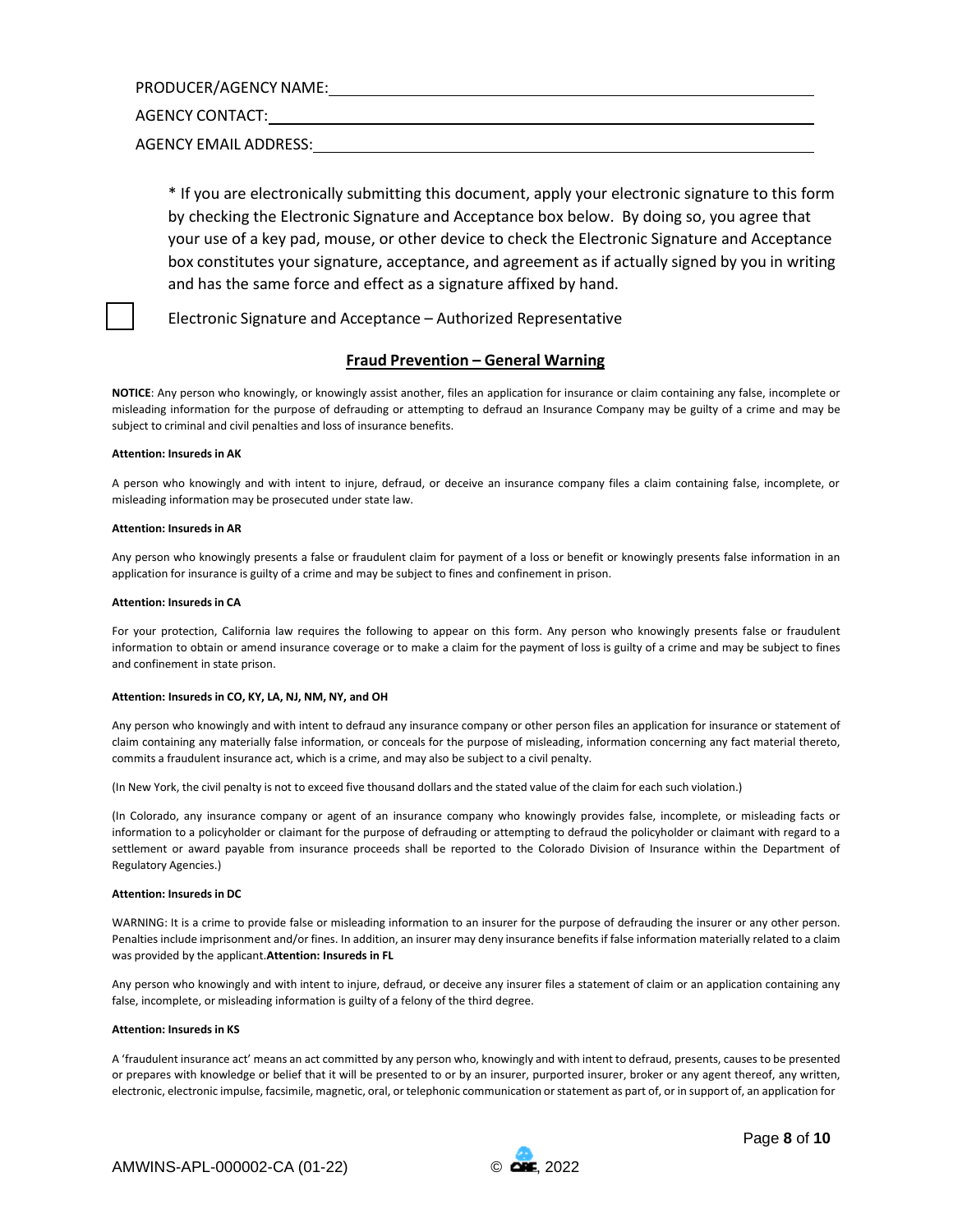PRODUCER/AGENCY NAME: ______________________________________________

AGENCY CONTACT: ______________________________________________

AGENCY EMAIL ADDRESS: ______________________________________________

\* If you are electronically submitting this document, apply your electronic signature to this form by checking the Electronic Signature and Acceptance box below. By doing so, you agree that your use of a key pad, mouse, or other device to check the Electronic Signature and Acceptance box constitutes your signature, acceptance, and agreement as if actually signed by you in writing and has the same force and effect as a signature affixed by hand.

☐ Electronic Signature and Acceptance – Authorized Representative

## Fraud Prevention – General Warning

**NOTICE**: Any person who knowingly, or knowingly assist another, files an application for insurance or claim containing any false, incomplete or misleading information for the purpose of defrauding or attempting to defraud an Insurance Company may be guilty of a crime and may be subject to criminal and civil penalties and loss of insurance benefits.

**Attention: Insureds in AK**

A person who knowingly and with intent to injure, defraud, or deceive an insurance company files a claim containing false, incomplete, or misleading information may be prosecuted under state law.

**Attention: Insureds in AR**

Any person who knowingly presents a false or fraudulent claim for payment of a loss or benefit or knowingly presents false information in an application for insurance is guilty of a crime and may be subject to fines and confinement in prison.

**Attention: Insureds in CA**

For your protection, California law requires the following to appear on this form. Any person who knowingly presents false or fraudulent information to obtain or amend insurance coverage or to make a claim for the payment of loss is guilty of a crime and may be subject to fines and confinement in state prison.

**Attention: Insureds in CO, KY, LA, NJ, NM, NY, and OH**

Any person who knowingly and with intent to defraud any insurance company or other person files an application for insurance or statement of claim containing any materially false information, or conceals for the purpose of misleading, information concerning any fact material thereto, commits a fraudulent insurance act, which is a crime, and may also be subject to a civil penalty.

(In New York, the civil penalty is not to exceed five thousand dollars and the stated value of the claim for each such violation.)

(In Colorado, any insurance company or agent of an insurance company who knowingly provides false, incomplete, or misleading facts or information to a policyholder or claimant for the purpose of defrauding or attempting to defraud the policyholder or claimant with regard to a settlement or award payable from insurance proceeds shall be reported to the Colorado Division of Insurance within the Department of Regulatory Agencies.)

**Attention: Insureds in DC**

WARNING: It is a crime to provide false or misleading information to an insurer for the purpose of defrauding the insurer or any other person. Penalties include imprisonment and/or fines. In addition, an insurer may deny insurance benefits if false information materially related to a claim was provided by the applicant.

**Attention: Insureds in FL**

Any person who knowingly and with intent to injure, defraud, or deceive any insurer files a statement of claim or an application containing any false, incomplete, or misleading information is guilty of a felony of the third degree.

**Attention: Insureds in KS**

A 'fraudulent insurance act' means an act committed by any person who, knowingly and with intent to defraud, presents, causes to be presented or prepares with knowledge or belief that it will be presented to or by an insurer, purported insurer, broker or any agent thereof, any written, electronic, electronic impulse, facsimile, magnetic, oral, or telephonic communication or statement as part of, or in support of, an application for

AMWINS-APL-000002-CA (01-22) © CRC, 2022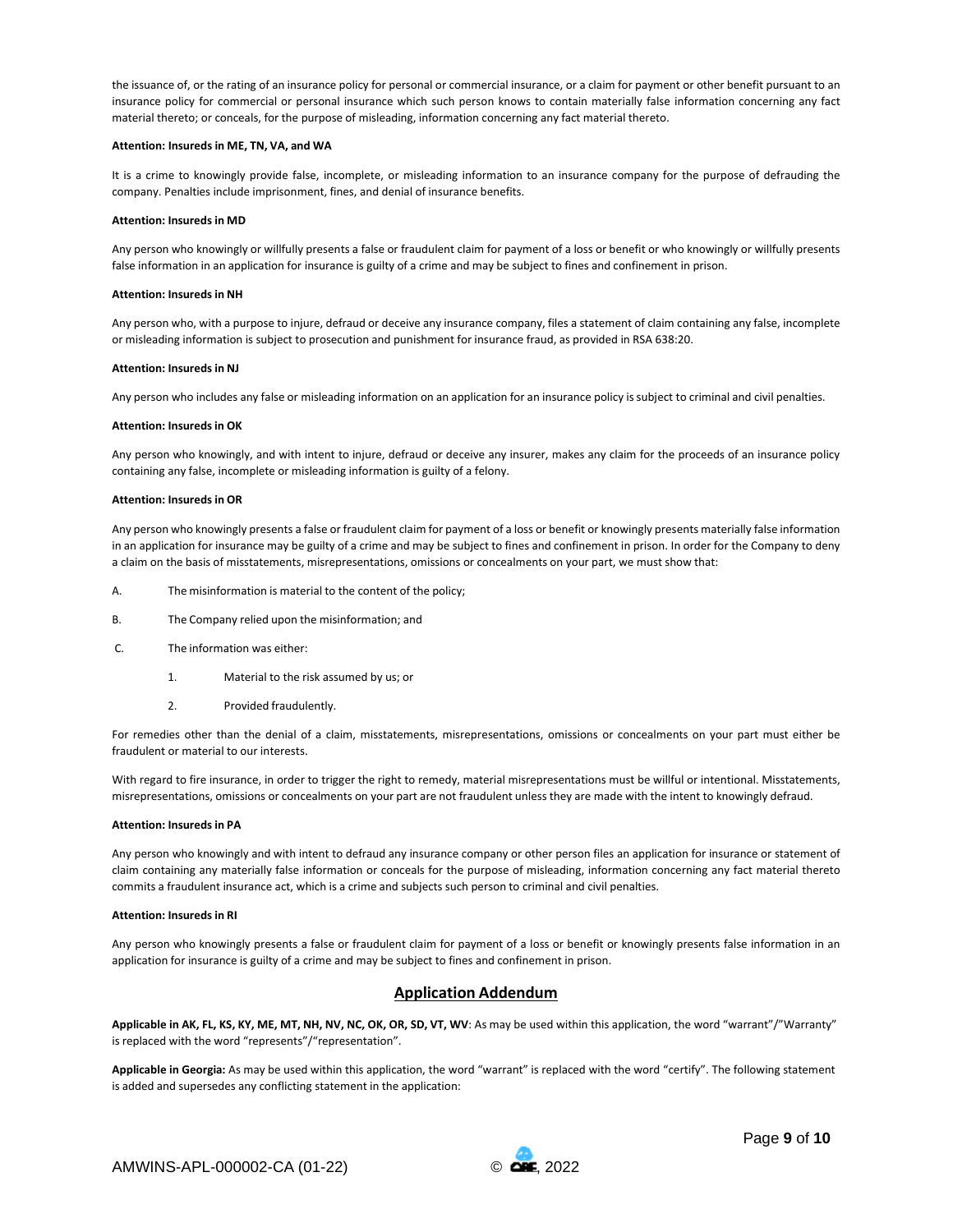the issuance of, or the rating of an insurance policy for personal or commercial insurance, or a claim for payment or other benefit pursuant to an insurance policy for commercial or personal insurance which such person knows to contain materially false information concerning any fact material thereto; or conceals, for the purpose of misleading, information concerning any fact material thereto.

**Attention: Insureds in ME, TN, VA, and WA**

It is a crime to knowingly provide false, incomplete, or misleading information to an insurance company for the purpose of defrauding the company. Penalties include imprisonment, fines, and denial of insurance benefits.

**Attention: Insureds in MD**

Any person who knowingly or willfully presents a false or fraudulent claim for payment of a loss or benefit or who knowingly or willfully presents false information in an application for insurance is guilty of a crime and may be subject to fines and confinement in prison.

**Attention: Insureds in NH**

Any person who, with a purpose to injure, defraud or deceive any insurance company, files a statement of claim containing any false, incomplete or misleading information is subject to prosecution and punishment for insurance fraud, as provided in RSA 638:20.

**Attention: Insureds in NJ**

Any person who includes any false or misleading information on an application for an insurance policy is subject to criminal and civil penalties.

**Attention: Insureds in OK**

Any person who knowingly, and with intent to injure, defraud or deceive any insurer, makes any claim for the proceeds of an insurance policy containing any false, incomplete or misleading information is guilty of a felony.

**Attention: Insureds in OR**

Any person who knowingly presents a false or fraudulent claim for payment of a loss or benefit or knowingly presents materially false information in an application for insurance may be guilty of a crime and may be subject to fines and confinement in prison. In order for the Company to deny a claim on the basis of misstatements, misrepresentations, omissions or concealments on your part, we must show that:

A. The misinformation is material to the content of the policy;

B. The Company relied upon the misinformation; and

C. The information was either:

   1. Material to the risk assumed by us; or

   2. Provided fraudulently.

For remedies other than the denial of a claim, misstatements, misrepresentations, omissions or concealments on your part must either be fraudulent or material to our interests.

With regard to fire insurance, in order to trigger the right to remedy, material misrepresentations must be willful or intentional. Misstatements, misrepresentations, omissions or concealments on your part are not fraudulent unless they are made with the intent to knowingly defraud.

**Attention: Insureds in PA**

Any person who knowingly and with intent to defraud any insurance company or other person files an application for insurance or statement of claim containing any materially false information or conceals for the purpose of misleading, information concerning any fact material thereto commits a fraudulent insurance act, which is a crime and subjects such person to criminal and civil penalties.

**Attention: Insureds in RI**

Any person who knowingly presents a false or fraudulent claim for payment of a loss or benefit or knowingly presents false information in an application for insurance is guilty of a crime and may be subject to fines and confinement in prison.

## Application Addendum

**Applicable in AK, FL, KS, KY, ME, MT, NH, NV, NC, OK, OR, SD, VT, WV**: As may be used within this application, the word “warrant”/”Warranty” is replaced with the word “represents”/“representation”.

**Applicable in Georgia:** As may be used within this application, the word “warrant” is replaced with the word “certify”. The following statement is added and supersedes any conflicting statement in the application:

AMWINS-APL-000002-CA (01-22) © CRC, 2022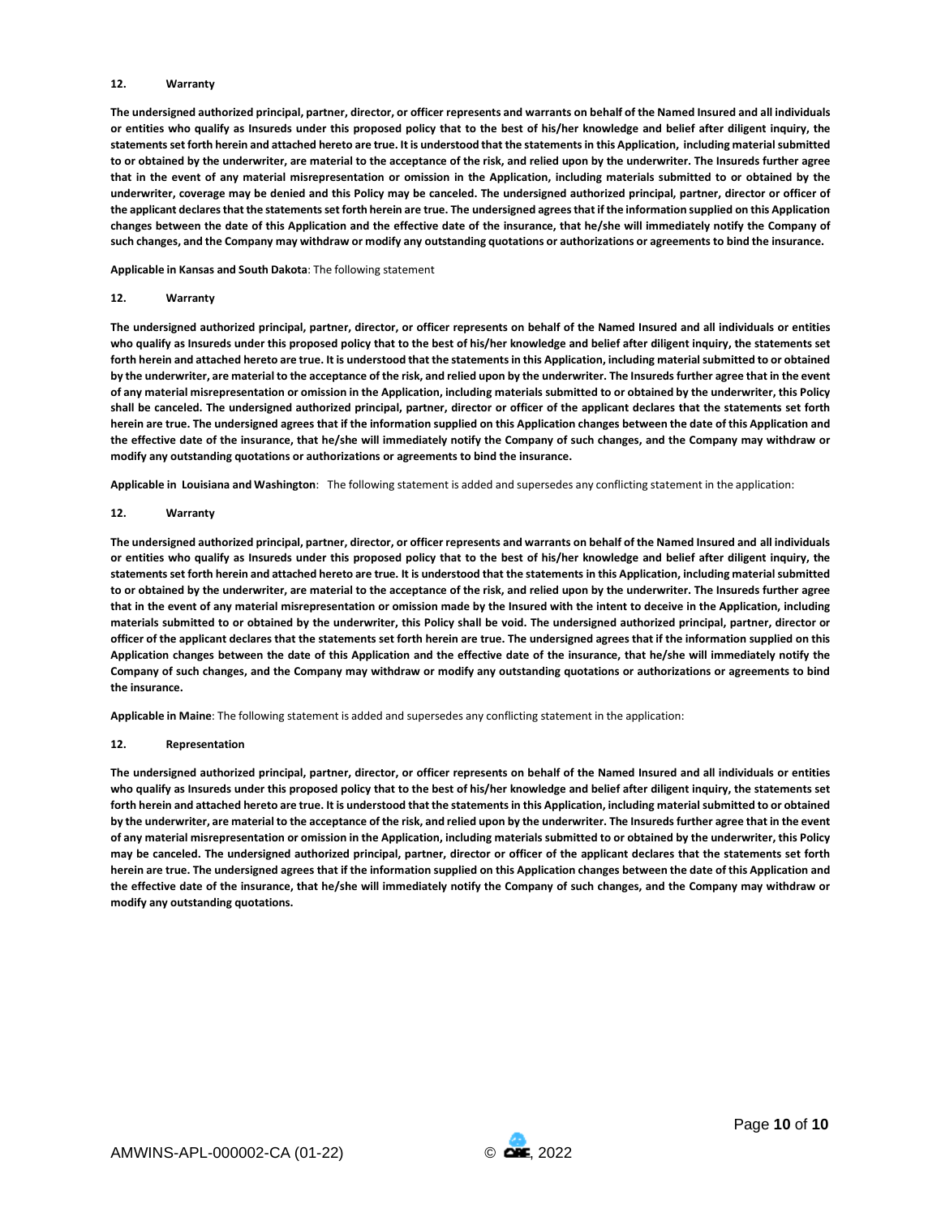**12. Warranty**

**The undersigned authorized principal, partner, director, or officer represents and warrants on behalf of the Named Insured and all individuals or entities who qualify as Insureds under this proposed policy that to the best of his/her knowledge and belief after diligent inquiry, the statements set forth herein and attached hereto are true. It is understood that the statements in this Application, including material submitted to or obtained by the underwriter, are material to the acceptance of the risk, and relied upon by the underwriter. The Insureds further agree that in the event of any material misrepresentation or omission in the Application, including materials submitted to or obtained by the underwriter, coverage may be denied and this Policy may be canceled. The undersigned authorized principal, partner, director or officer of the applicant declares that the statements set forth herein are true. The undersigned agrees that if the information supplied on this Application changes between the date of this Application and the effective date of the insurance, that he/she will immediately notify the Company of such changes, and the Company may withdraw or modify any outstanding quotations or authorizations or agreements to bind the insurance.**

**Applicable in Kansas and South Dakota**: The following statement

**12. Warranty**

**The undersigned authorized principal, partner, director, or officer represents on behalf of the Named Insured and all individuals or entities who qualify as Insureds under this proposed policy that to the best of his/her knowledge and belief after diligent inquiry, the statements set forth herein and attached hereto are true. It is understood that the statements in this Application, including material submitted to or obtained by the underwriter, are material to the acceptance of the risk, and relied upon by the underwriter. The Insureds further agree that in the event of any material misrepresentation or omission in the Application, including materials submitted to or obtained by the underwriter, this Policy shall be canceled. The undersigned authorized principal, partner, director or officer of the applicant declares that the statements set forth herein are true. The undersigned agrees that if the information supplied on this Application changes between the date of this Application and the effective date of the insurance, that he/she will immediately notify the Company of such changes, and the Company may withdraw or modify any outstanding quotations or authorizations or agreements to bind the insurance.**

**Applicable in Louisiana and Washington**: The following statement is added and supersedes any conflicting statement in the application:

**12. Warranty**

**The undersigned authorized principal, partner, director, or officer represents and warrants on behalf of the Named Insured and all individuals or entities who qualify as Insureds under this proposed policy that to the best of his/her knowledge and belief after diligent inquiry, the statements set forth herein and attached hereto are true. It is understood that the statements in this Application, including material submitted to or obtained by the underwriter, are material to the acceptance of the risk, and relied upon by the underwriter. The Insureds further agree that in the event of any material misrepresentation or omission made by the Insured with the intent to deceive in the Application, including materials submitted to or obtained by the underwriter, this Policy shall be void. The undersigned authorized principal, partner, director or officer of the applicant declares that the statements set forth herein are true. The undersigned agrees that if the information supplied on this Application changes between the date of this Application and the effective date of the insurance, that he/she will immediately notify the Company of such changes, and the Company may withdraw or modify any outstanding quotations or authorizations or agreements to bind the insurance.**

**Applicable in Maine**: The following statement is added and supersedes any conflicting statement in the application:

**12. Representation**

**The undersigned authorized principal, partner, director, or officer represents on behalf of the Named Insured and all individuals or entities who qualify as Insureds under this proposed policy that to the best of his/her knowledge and belief after diligent inquiry, the statements set forth herein and attached hereto are true. It is understood that the statements in this Application, including material submitted to or obtained by the underwriter, are material to the acceptance of the risk, and relied upon by the underwriter. The Insureds further agree that in the event of any material misrepresentation or omission in the Application, including materials submitted to or obtained by the underwriter, this Policy may be canceled. The undersigned authorized principal, partner, director or officer of the applicant declares that the statements set forth herein are true. The undersigned agrees that if the information supplied on this Application changes between the date of this Application and the effective date of the insurance, that he/she will immediately notify the Company of such changes, and the Company may withdraw or modify any outstanding quotations.**

AMWINS-APL-000002-CA (01-22) © CRE, 2022